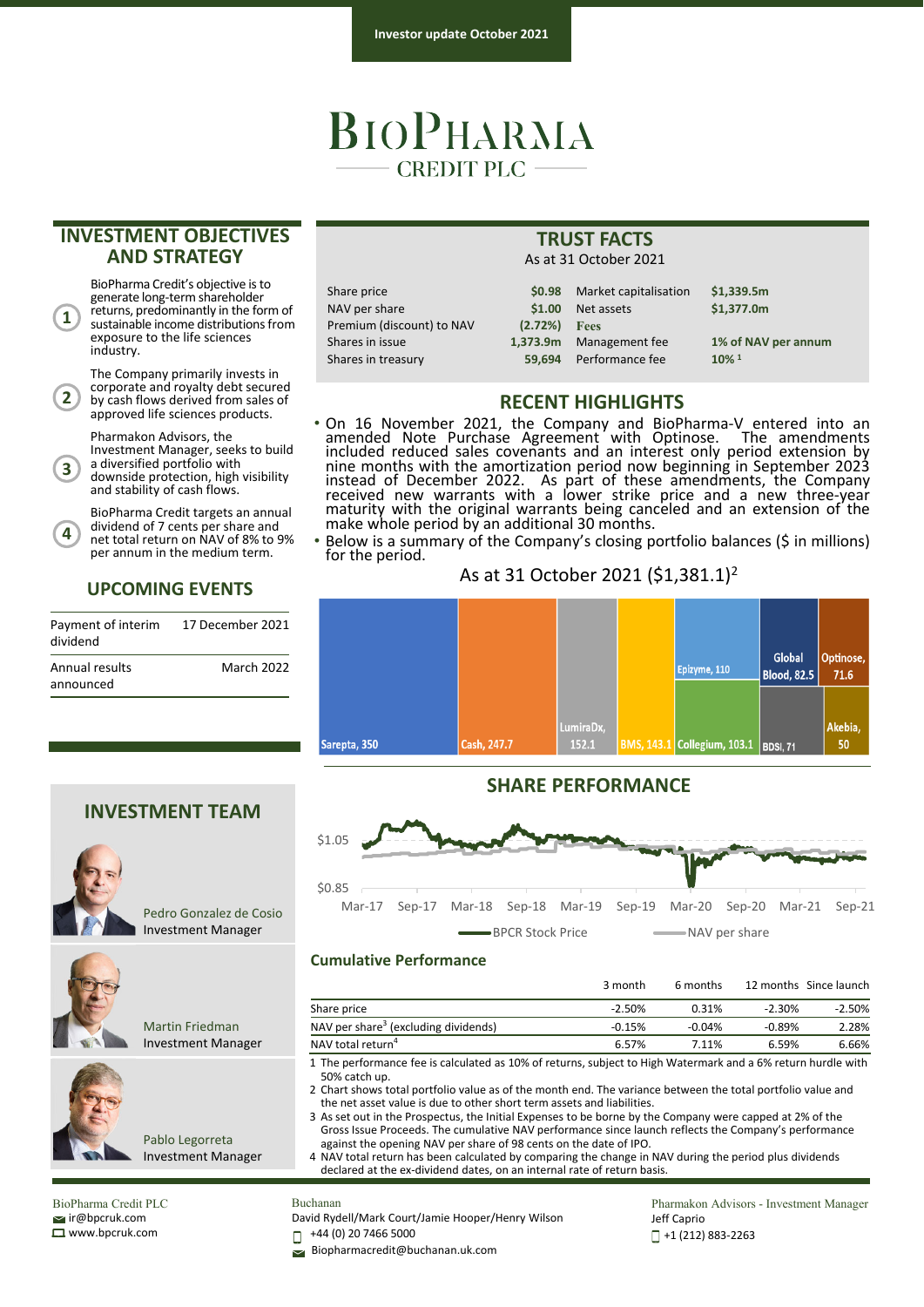Investor update October 2021

# BioPharma Credit PLC

## INVESTMENT OBJECTIVES AND STRATEGY

1. BioPharma Credit's objective is to generate long-term shareholder returns, predominantly in the form of sustainable income distributions from exposure to the life sciences industry.
2. The Company primarily invests in corporate and royalty debt secured by cash flows derived from sales of approved life sciences products.
3. Pharmakon Advisors, the Investment Manager, seeks to build a diversified portfolio with downside protection, high visibility and stability of cash flows.
4. BioPharma Credit targets an annual dividend of 7 cents per share and net total return on NAV of 8% to 9% per annum in the medium term.

## UPCOMING EVENTS

| | |
|---|---|
| Payment of interim dividend | 17 December 2021 |
| Annual results announced | March 2022 |

## INVESTMENT TEAM

Pedro Gonzalez de Cosio
Investment Manager

Martin Friedman
Investment Manager

Pablo Legorreta
Investment Manager

## TRUST FACTS

As at 31 October 2021

| | | | |
|---|---|---|---|
| Share price | $0.98 | Market capitalisation | $1,339.5m |
| NAV per share | $1.00 | Net assets | $1,377.0m |
| Premium (discount) to NAV | (2.72%) | **Fees** | |
| Shares in issue | 1,373.9m | Management fee | 1% of NAV per annum |
| Shares in treasury | 59,694 | Performance fee | 10% [1] |

## RECENT HIGHLIGHTS

- On 16 November 2021, the Company and BioPharma-V entered into an amended Note Purchase Agreement with Optinose. The amendments included reduced sales covenants and an interest only period extension by nine months with the amortization period now beginning in September 2023 instead of December 2022. As part of these amendments, the Company received new warrants with a lower strike price and a new three-year maturity with the original warrants being canceled and an extension of the make whole period by an additional 30 months.
- Below is a summary of the Company's closing portfolio balances ($ in millions) for the period.

As at 31 October 2021 ($1,381.1)[2]

Sarepta, 350; Cash, 247.7; LumiraDx, 152.1; BMS, 143.1; Epizyme, 110; Collegium, 103.1; Global Blood, 82.5; BDSI, 71; Optinose, 71.6; Akebia, 50

## SHARE PERFORMANCE

$1.05; $0.85

Mar-17, Sep-17, Mar-18, Sep-18, Mar-19, Sep-19, Mar-20, Sep-20, Mar-21, Sep-21

BPCR Stock Price — NAV per share

### Cumulative Performance

| | 3 month | 6 months | 12 months | Since launch |
|---|---|---|---|---|
| Share price | -2.50% | 0.31% | -2.30% | -2.50% |
| NAV per share[3] (excluding dividends) | -0.15% | -0.04% | -0.89% | 2.28% |
| NAV total return[4] | 6.57% | 7.11% | 6.59% | 6.66% |

1 The performance fee is calculated as 10% of returns, subject to High Watermark and a 6% return hurdle with 50% catch up.
2 Chart shows total portfolio value as of the month end. The variance between the total portfolio value and the net asset value is due to other short term assets and liabilities.
3 As set out in the Prospectus, the Initial Expenses to be borne by the Company were capped at 2% of the Gross Issue Proceeds. The cumulative NAV performance since launch reflects the Company's performance against the opening NAV per share of 98 cents on the date of IPO.
4 NAV total return has been calculated by comparing the change in NAV during the period plus dividends declared at the ex-dividend dates, on an internal rate of return basis.

BioPharma Credit PLC
ir@bpcruk.com
www.bpcruk.com

Buchanan
David Rydell/Mark Court/Jamie Hooper/Henry Wilson
+44 (0) 20 7466 5000
Biopharmacredit@buchanan.uk.com

Pharmakon Advisors - Investment Manager
Jeff Caprio
+1 (212) 883-2263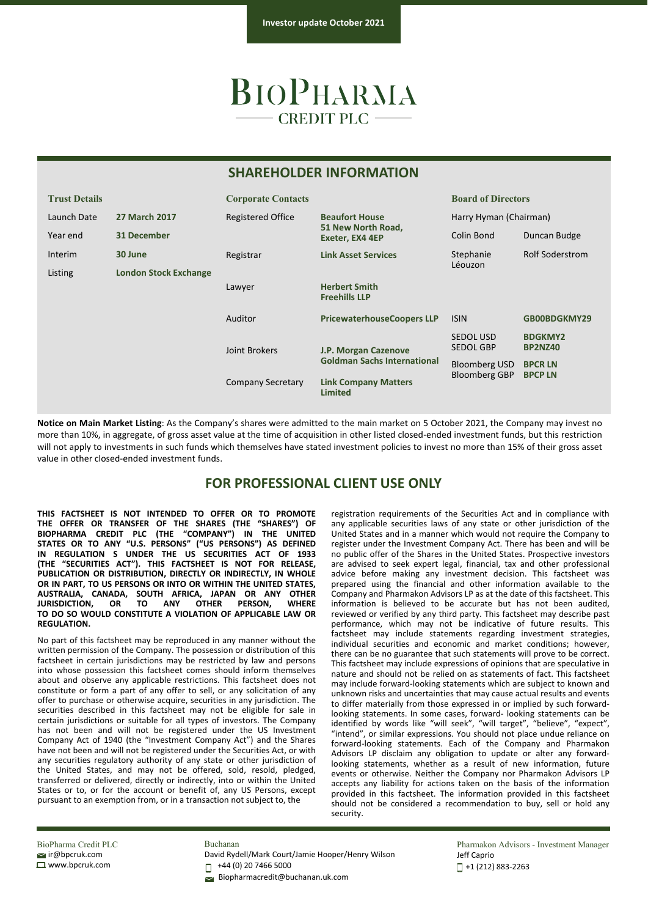Investor update October 2021

# BioPharma Credit PLC

## SHAREHOLDER INFORMATION

| Trust Details | | Corporate Contacts | | Board of Directors | |
|---|---|---|---|---|---|
| Launch Date | **27 March 2017** | Registered Office | **Beaufort House 51 New North Road, Exeter, EX4 4EP** | Harry Hyman (Chairman) | |
| Year end | **31 December** | | | Colin Bond | Duncan Budge |
| Interim | **30 June** | Registrar | **Link Asset Services** | Stephanie Léouzon | Rolf Soderstrom |
| Listing | **London Stock Exchange** | Lawyer | **Herbert Smith Freehills LLP** | | |
| | | Auditor | **PricewaterhouseCoopers LLP** | ISIN | **GB00BDGKMY29** |
| | | Joint Brokers | **J.P. Morgan Cazenove Goldman Sachs International** | SEDOL USD SEDOL GBP | **BDGKMY2 BP2NZ40** |
| | | Company Secretary | **Link Company Matters Limited** | Bloomberg USD Bloomberg GBP | **BPCR LN BPCP LN** |

**Notice on Main Market Listing**: As the Company's shares were admitted to the main market on 5 October 2021, the Company may invest no more than 10%, in aggregate, of gross asset value at the time of acquisition in other listed closed-ended investment funds, but this restriction will not apply to investments in such funds which themselves have stated investment policies to invest no more than 15% of their gross asset value in other closed-ended investment funds.

## FOR PROFESSIONAL CLIENT USE ONLY

**THIS FACTSHEET IS NOT INTENDED TO OFFER OR TO PROMOTE THE OFFER OR TRANSFER OF THE SHARES (THE "SHARES") OF BIOPHARMA CREDIT PLC (THE "COMPANY") IN THE UNITED STATES OR TO ANY "U.S. PERSONS" ("US PERSONS") AS DEFINED IN REGULATION S UNDER THE US SECURITIES ACT OF 1933 (THE "SECURITIES ACT"). THIS FACTSHEET IS NOT FOR RELEASE, PUBLICATION OR DISTRIBUTION, DIRECTLY OR INDIRECTLY, IN WHOLE OR IN PART, TO US PERSONS OR INTO OR WITHIN THE UNITED STATES, AUSTRALIA, CANADA, SOUTH AFRICA, JAPAN OR ANY OTHER JURISDICTION, OR TO ANY OTHER PERSON, WHERE TO DO SO WOULD CONSTITUTE A VIOLATION OF APPLICABLE LAW OR REGULATION.**

No part of this factsheet may be reproduced in any manner without the written permission of the Company. The possession or distribution of this factsheet in certain jurisdictions may be restricted by law and persons into whose possession this factsheet comes should inform themselves about and observe any applicable restrictions. This factsheet does not constitute or form a part of any offer to sell, or any solicitation of any offer to purchase or otherwise acquire, securities in any jurisdiction. The securities described in this factsheet may not be eligible for sale in certain jurisdictions or suitable for all types of investors. The Company has not been and will not be registered under the US Investment Company Act of 1940 (the "Investment Company Act") and the Shares have not been and will not be registered under the Securities Act, or with any securities regulatory authority of any state or other jurisdiction of the United States, and may not be offered, sold, resold, pledged, transferred or delivered, directly or indirectly, into or within the United States or to, or for the account or benefit of, any US Persons, except pursuant to an exemption from, or in a transaction not subject to, the registration requirements of the Securities Act and in compliance with any applicable securities laws of any state or other jurisdiction of the United States and in a manner which would not require the Company to register under the Investment Company Act. There has been and will be no public offer of the Shares in the United States. Prospective investors are advised to seek expert legal, financial, tax and other professional advice before making any investment decision. This factsheet was prepared using the financial and other information available to the Company and Pharmakon Advisors LP as at the date of this factsheet. This information is believed to be accurate but has not been audited, reviewed or verified by any third party. This factsheet may describe past performance, which may not be indicative of future results. This factsheet may include statements regarding investment strategies, individual securities and economic and market conditions; however, there can be no guarantee that such statements will prove to be correct. This factsheet may include expressions of opinions that are speculative in nature and should not be relied on as statements of fact. This factsheet may include forward-looking statements which are subject to known and unknown risks and uncertainties that may cause actual results and events to differ materially from those expressed in or implied by such forward-looking statements. In some cases, forward- looking statements can be identified by words like "will seek", "will target", "believe", "expect", "intend", or similar expressions. You should not place undue reliance on forward-looking statements. Each of the Company and Pharmakon Advisors LP disclaim any obligation to update or alter any forward-looking statements, whether as a result of new information, future events or otherwise. Neither the Company nor Pharmakon Advisors LP accepts any liability for actions taken on the basis of the information provided in this factsheet. The information provided in this factsheet should not be considered a recommendation to buy, sell or hold any security.

BioPharma Credit PLC
ir@bpcruk.com
www.bpcruk.com

Buchanan
David Rydell/Mark Court/Jamie Hooper/Henry Wilson
+44 (0) 20 7466 5000
Biopharmacredit@buchanan.uk.com

Pharmakon Advisors - Investment Manager
Jeff Caprio
+1 (212) 883-2263